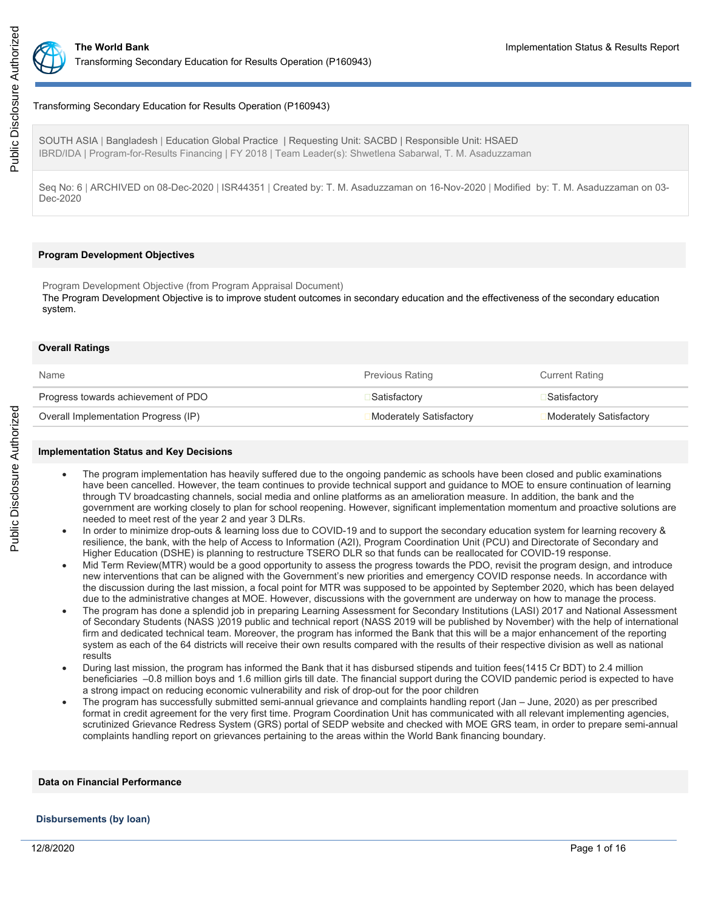# Transforming Secondary Education for Results Operation (P160943)

SOUTH ASIA | Bangladesh | Education Global Practice | Requesting Unit: SACBD | Responsible Unit: HSAED
IBRD/IDA | Program-for-Results Financing | FY 2018 | Team Leader(s): Shwetlena Sabarwal, T. M. Asaduzzaman

Seq No: 6 | ARCHIVED on 08-Dec-2020 | ISR44351 | Created by: T. M. Asaduzzaman on 16-Nov-2020 | Modified by: T. M. Asaduzzaman on 03-Dec-2020

## Program Development Objectives

Program Development Objective (from Program Appraisal Document)

The Program Development Objective is to improve student outcomes in secondary education and the effectiveness of the secondary education system.

## Overall Ratings

| Name | Previous Rating | Current Rating |
|---|---|---|
| Progress towards achievement of PDO | Satisfactory | Satisfactory |
| Overall Implementation Progress (IP) | Moderately Satisfactory | Moderately Satisfactory |

## Implementation Status and Key Decisions

- The program implementation has heavily suffered due to the ongoing pandemic as schools have been closed and public examinations have been cancelled. However, the team continues to provide technical support and guidance to MOE to ensure continuation of learning through TV broadcasting channels, social media and online platforms as an amelioration measure. In addition, the bank and the government are working closely to plan for school reopening. However, significant implementation momentum and proactive solutions are needed to meet rest of the year 2 and year 3 DLRs.
- In order to minimize drop-outs & learning loss due to COVID-19 and to support the secondary education system for learning recovery & resilience, the bank, with the help of Access to Information (A2I), Program Coordination Unit (PCU) and Directorate of Secondary and Higher Education (DSHE) is planning to restructure TSERO DLR so that funds can be reallocated for COVID-19 response.
- Mid Term Review(MTR) would be a good opportunity to assess the progress towards the PDO, revisit the program design, and introduce new interventions that can be aligned with the Government's new priorities and emergency COVID response needs. In accordance with the discussion during the last mission, a focal point for MTR was supposed to be appointed by September 2020, which has been delayed due to the administrative changes at MOE. However, discussions with the government are underway on how to manage the process.
- The program has done a splendid job in preparing Learning Assessment for Secondary Institutions (LASI) 2017 and National Assessment of Secondary Students (NASS )2019 public and technical report (NASS 2019 will be published by November) with the help of international firm and dedicated technical team. Moreover, the program has informed the Bank that this will be a major enhancement of the reporting system as each of the 64 districts will receive their own results compared with the results of their respective division as well as national results
- During last mission, the program has informed the Bank that it has disbursed stipends and tuition fees(1415 Cr BDT) to 2.4 million beneficiaries –0.8 million boys and 1.6 million girls till date. The financial support during the COVID pandemic period is expected to have a strong impact on reducing economic vulnerability and risk of drop-out for the poor children
- The program has successfully submitted semi-annual grievance and complaints handling report (Jan – June, 2020) as per prescribed format in credit agreement for the very first time. Program Coordination Unit has communicated with all relevant implementing agencies, scrutinized Grievance Redress System (GRS) portal of SEDP website and checked with MOE GRS team, in order to prepare semi-annual complaints handling report on grievances pertaining to the areas within the World Bank financing boundary.

## Data on Financial Performance

### Disbursements (by loan)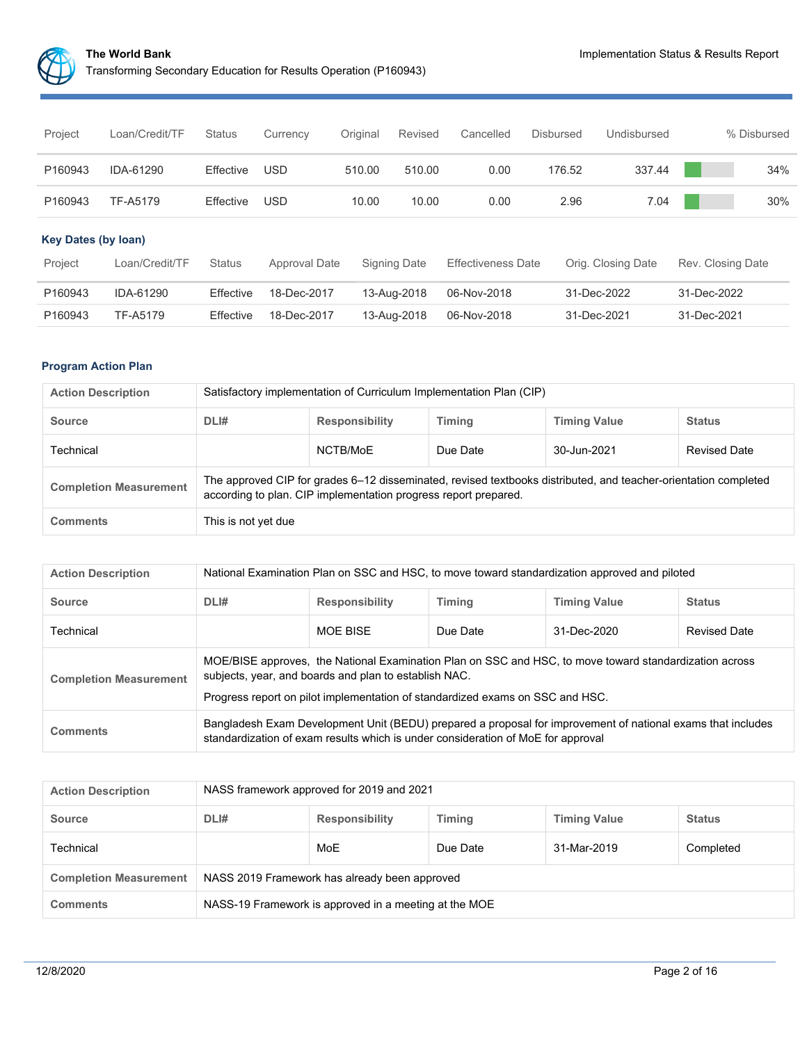| Project | Loan/Credit/TF | Status | Currency | Original | Revised | Cancelled | Disbursed | Undisbursed | % Disbursed |
|---|---|---|---|---|---|---|---|---|---|
| P160943 | IDA-61290 | Effective | USD | 510.00 | 510.00 | 0.00 | 176.52 | 337.44 | 34% |
| P160943 | TF-A5179 | Effective | USD | 10.00 | 10.00 | 0.00 | 2.96 | 7.04 | 30% |

### Key Dates (by loan)

| Project | Loan/Credit/TF | Status | Approval Date | Signing Date | Effectiveness Date | Orig. Closing Date | Rev. Closing Date |
|---|---|---|---|---|---|---|---|
| P160943 | IDA-61290 | Effective | 18-Dec-2017 | 13-Aug-2018 | 06-Nov-2018 | 31-Dec-2022 | 31-Dec-2022 |
| P160943 | TF-A5179 | Effective | 18-Dec-2017 | 13-Aug-2018 | 06-Nov-2018 | 31-Dec-2021 | 31-Dec-2021 |

### Program Action Plan

| Action Description | Satisfactory implementation of Curriculum Implementation Plan (CIP) | | | | |
|---|---|---|---|---|---|
| **Source** | **DLI#** | **Responsibility** | **Timing** | **Timing Value** | **Status** |
| Technical | | NCTB/MoE | Due Date | 30-Jun-2021 | Revised Date |
| **Completion Measurement** | The approved CIP for grades 6–12 disseminated, revised textbooks distributed, and teacher-orientation completed according to plan. CIP implementation progress report prepared. | | | | |
| **Comments** | This is not yet due | | | | |

| Action Description | National Examination Plan on SSC and HSC, to move toward standardization approved and piloted | | | | |
|---|---|---|---|---|---|
| **Source** | **DLI#** | **Responsibility** | **Timing** | **Timing Value** | **Status** |
| Technical | | MOE BISE | Due Date | 31-Dec-2020 | Revised Date |
| **Completion Measurement** | MOE/BISE approves, the National Examination Plan on SSC and HSC, to move toward standardization across subjects, year, and boards and plan to establish NAC. Progress report on pilot implementation of standardized exams on SSC and HSC. | | | | |
| **Comments** | Bangladesh Exam Development Unit (BEDU) prepared a proposal for improvement of national exams that includes standardization of exam results which is under consideration of MoE for approval | | | | |

| Action Description | NASS framework approved for 2019 and 2021 | | | | |
|---|---|---|---|---|---|
| **Source** | **DLI#** | **Responsibility** | **Timing** | **Timing Value** | **Status** |
| Technical | | MoE | Due Date | 31-Mar-2019 | Completed |
| **Completion Measurement** | NASS 2019 Framework has already been approved | | | | |
| **Comments** | NASS-19 Framework is approved in a meeting at the MOE | | | | |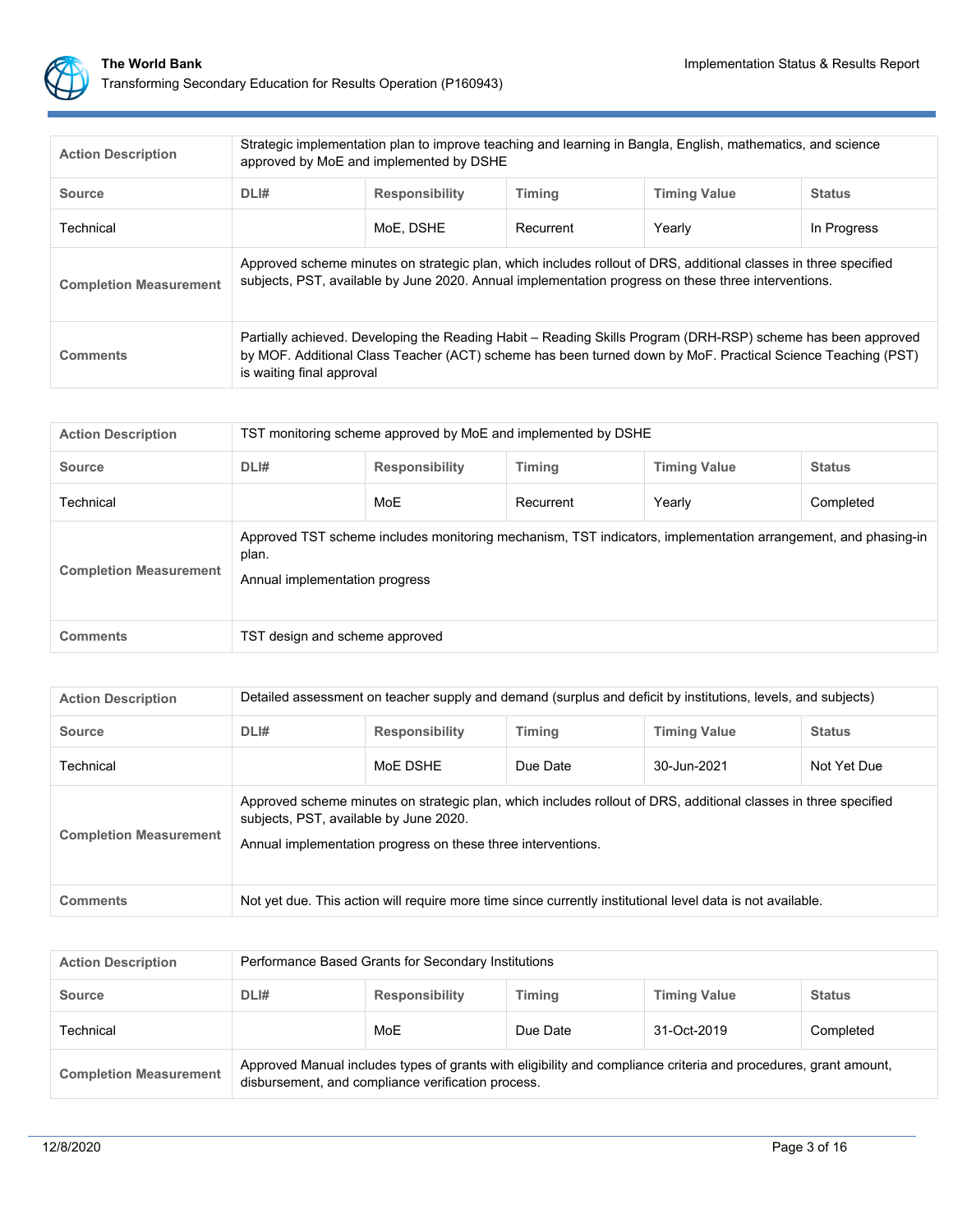| Action Description | Strategic implementation plan to improve teaching and learning in Bangla, English, mathematics, and science approved by MoE and implemented by DSHE | | | | |
|---|---|---|---|---|---|
| **Source** | **DLI#** | **Responsibility** | **Timing** | **Timing Value** | **Status** |
| Technical | | MoE, DSHE | Recurrent | Yearly | In Progress |
| **Completion Measurement** | Approved scheme minutes on strategic plan, which includes rollout of DRS, additional classes in three specified subjects, PST, available by June 2020. Annual implementation progress on these three interventions. | | | | |
| **Comments** | Partially achieved. Developing the Reading Habit – Reading Skills Program (DRH-RSP) scheme has been approved by MOF. Additional Class Teacher (ACT) scheme has been turned down by MoF. Practical Science Teaching (PST) is waiting final approval | | | | |

| Action Description | TST monitoring scheme approved by MoE and implemented by DSHE | | | | |
|---|---|---|---|---|---|
| **Source** | **DLI#** | **Responsibility** | **Timing** | **Timing Value** | **Status** |
| Technical | | MoE | Recurrent | Yearly | Completed |
| **Completion Measurement** | Approved TST scheme includes monitoring mechanism, TST indicators, implementation arrangement, and phasing-in plan. Annual implementation progress | | | | |
| **Comments** | TST design and scheme approved | | | | |

| Action Description | Detailed assessment on teacher supply and demand (surplus and deficit by institutions, levels, and subjects) | | | | |
|---|---|---|---|---|---|
| **Source** | **DLI#** | **Responsibility** | **Timing** | **Timing Value** | **Status** |
| Technical | | MoE DSHE | Due Date | 30-Jun-2021 | Not Yet Due |
| **Completion Measurement** | Approved scheme minutes on strategic plan, which includes rollout of DRS, additional classes in three specified subjects, PST, available by June 2020. Annual implementation progress on these three interventions. | | | | |
| **Comments** | Not yet due. This action will require more time since currently institutional level data is not available. | | | | |

| Action Description | Performance Based Grants for Secondary Institutions | | | | |
|---|---|---|---|---|---|
| **Source** | **DLI#** | **Responsibility** | **Timing** | **Timing Value** | **Status** |
| Technical | | MoE | Due Date | 31-Oct-2019 | Completed |
| **Completion Measurement** | Approved Manual includes types of grants with eligibility and compliance criteria and procedures, grant amount, disbursement, and compliance verification process. | | | | |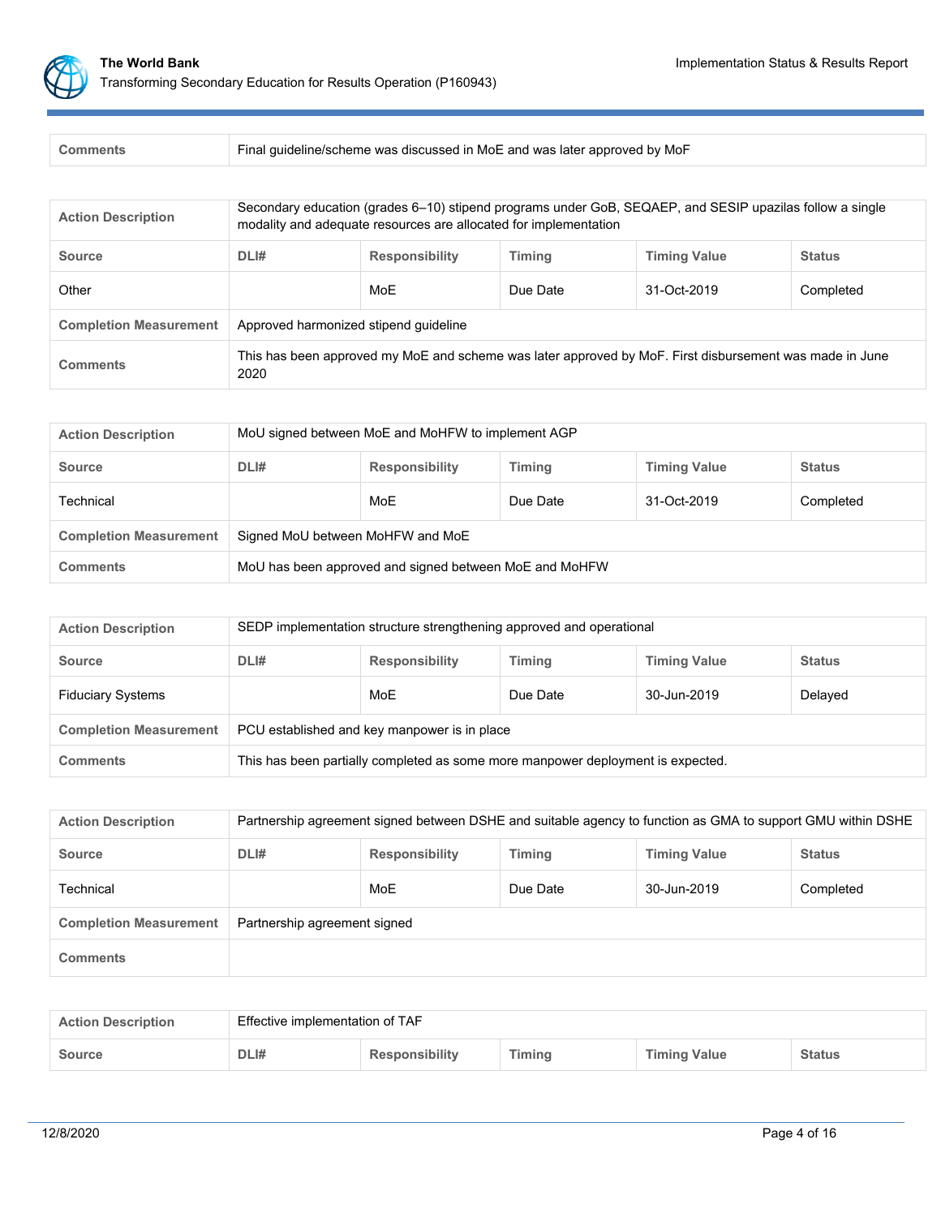| Comments | Final guideline/scheme was discussed in MoE and was later approved by MoF |
|---|---|

| Action Description | Secondary education (grades 6–10) stipend programs under GoB, SEQAEP, and SESIP upazilas follow a single modality and adequate resources are allocated for implementation | | | | |
|---|---|---|---|---|---|
| **Source** | **DLI#** | **Responsibility** | **Timing** | **Timing Value** | **Status** |
| Other | | MoE | Due Date | 31-Oct-2019 | Completed |
| **Completion Measurement** | Approved harmonized stipend guideline | | | | |
| **Comments** | This has been approved my MoE and scheme was later approved by MoF. First disbursement was made in June 2020 | | | | |

| Action Description | MoU signed between MoE and MoHFW to implement AGP | | | | |
|---|---|---|---|---|---|
| **Source** | **DLI#** | **Responsibility** | **Timing** | **Timing Value** | **Status** |
| Technical | | MoE | Due Date | 31-Oct-2019 | Completed |
| **Completion Measurement** | Signed MoU between MoHFW and MoE | | | | |
| **Comments** | MoU has been approved and signed between MoE and MoHFW | | | | |

| Action Description | SEDP implementation structure strengthening approved and operational | | | | |
|---|---|---|---|---|---|
| **Source** | **DLI#** | **Responsibility** | **Timing** | **Timing Value** | **Status** |
| Fiduciary Systems | | MoE | Due Date | 30-Jun-2019 | Delayed |
| **Completion Measurement** | PCU established and key manpower is in place | | | | |
| **Comments** | This has been partially completed as some more manpower deployment is expected. | | | | |

| Action Description | Partnership agreement signed between DSHE and suitable agency to function as GMA to support GMU within DSHE | | | | |
|---|---|---|---|---|---|
| **Source** | **DLI#** | **Responsibility** | **Timing** | **Timing Value** | **Status** |
| Technical | | MoE | Due Date | 30-Jun-2019 | Completed |
| **Completion Measurement** | Partnership agreement signed | | | | |
| **Comments** | | | | | |

| Action Description | Effective implementation of TAF | | | | |
|---|---|---|---|---|---|
| **Source** | **DLI#** | **Responsibility** | **Timing** | **Timing Value** | **Status** |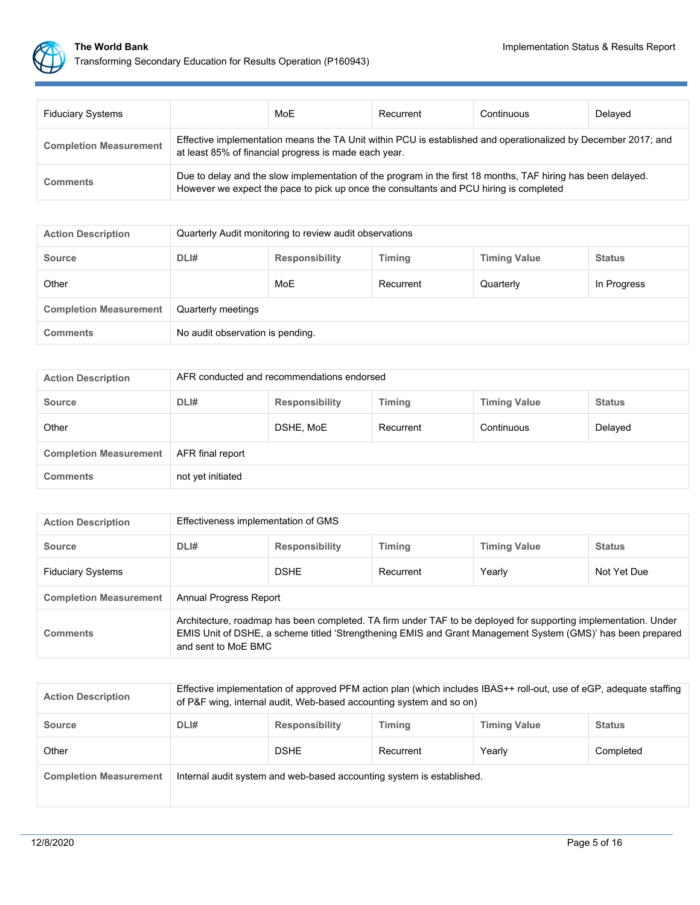| Fiduciary Systems | | MoE | Recurrent | Continuous | Delayed |
|---|---|---|---|---|---|
| **Completion Measurement** | Effective implementation means the TA Unit within PCU is established and operationalized by December 2017; and at least 85% of financial progress is made each year. | | | | |
| **Comments** | Due to delay and the slow implementation of the program in the first 18 months, TAF hiring has been delayed. However we expect the pace to pick up once the consultants and PCU hiring is completed | | | | |

| **Action Description** | Quarterly Audit monitoring to review audit observations | | | | |
|---|---|---|---|---|---|
| **Source** | **DLI#** | **Responsibility** | **Timing** | **Timing Value** | **Status** |
| Other | | MoE | Recurrent | Quarterly | In Progress |
| **Completion Measurement** | Quarterly meetings | | | | |
| **Comments** | No audit observation is pending. | | | | |

| **Action Description** | AFR conducted and recommendations endorsed | | | | |
|---|---|---|---|---|---|
| **Source** | **DLI#** | **Responsibility** | **Timing** | **Timing Value** | **Status** |
| Other | | DSHE, MoE | Recurrent | Continuous | Delayed |
| **Completion Measurement** | AFR final report | | | | |
| **Comments** | not yet initiated | | | | |

| **Action Description** | Effectiveness implementation of GMS | | | | |
|---|---|---|---|---|---|
| **Source** | **DLI#** | **Responsibility** | **Timing** | **Timing Value** | **Status** |
| Fiduciary Systems | | DSHE | Recurrent | Yearly | Not Yet Due |
| **Completion Measurement** | Annual Progress Report | | | | |
| **Comments** | Architecture, roadmap has been completed. TA firm under TAF to be deployed for supporting implementation. Under EMIS Unit of DSHE, a scheme titled 'Strengthening EMIS and Grant Management System (GMS)' has been prepared and sent to MoE BMC | | | | |

| **Action Description** | Effective implementation of approved PFM action plan (which includes IBAS++ roll-out, use of eGP, adequate staffing of P&F wing, internal audit, Web-based accounting system and so on) | | | | |
|---|---|---|---|---|---|
| **Source** | **DLI#** | **Responsibility** | **Timing** | **Timing Value** | **Status** |
| Other | | DSHE | Recurrent | Yearly | Completed |
| **Completion Measurement** | Internal audit system and web-based accounting system is established. | | | | |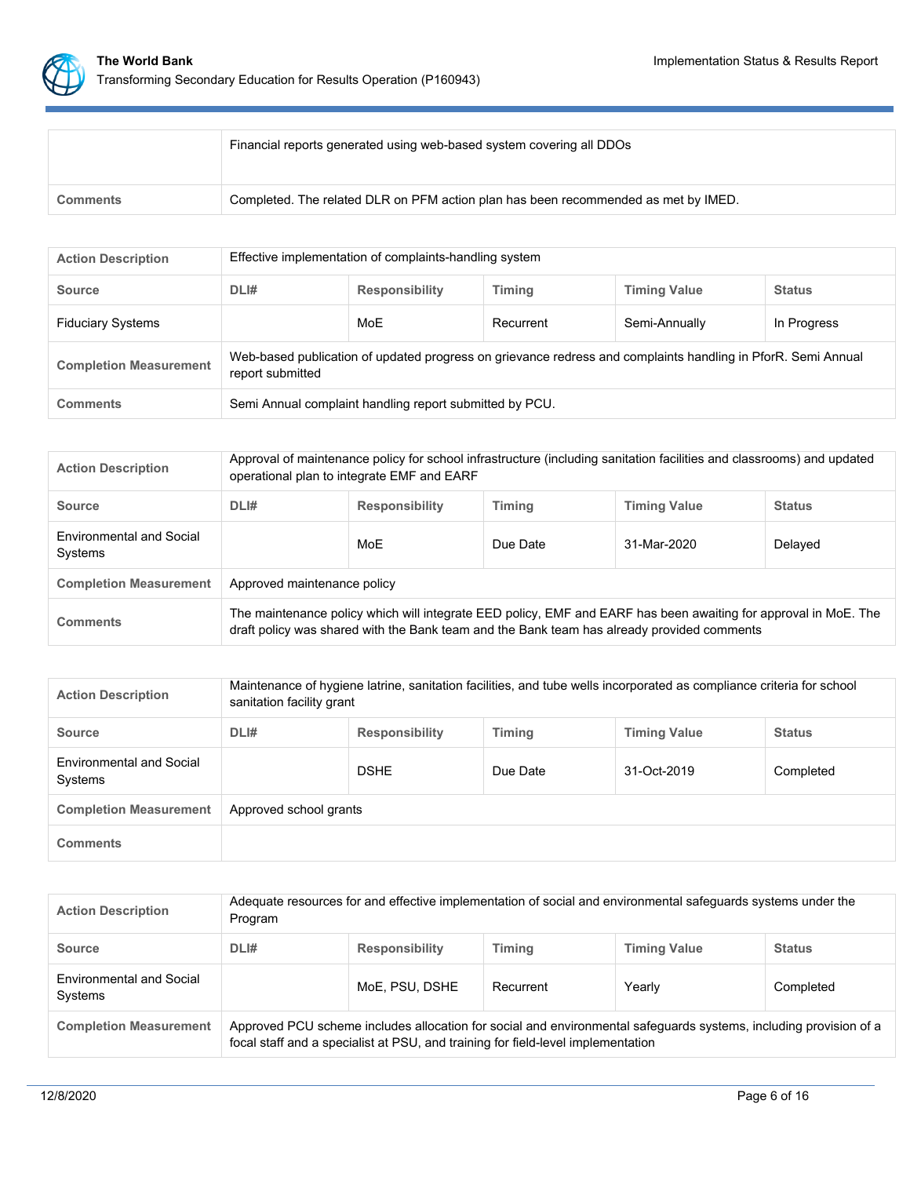| | |
|---|---|
| | Financial reports generated using web-based system covering all DDOs |
| **Comments** | Completed. The related DLR on PFM action plan has been recommended as met by IMED. |

| **Action Description** | Effective implementation of complaints-handling system | | | | |
|---|---|---|---|---|---|
| **Source** | **DLI#** | **Responsibility** | **Timing** | **Timing Value** | **Status** |
| Fiduciary Systems | | MoE | Recurrent | Semi-Annually | In Progress |
| **Completion Measurement** | Web-based publication of updated progress on grievance redress and complaints handling in PforR. Semi Annual report submitted | | | | |
| **Comments** | Semi Annual complaint handling report submitted by PCU. | | | | |

| **Action Description** | Approval of maintenance policy for school infrastructure (including sanitation facilities and classrooms) and updated operational plan to integrate EMF and EARF | | | | |
|---|---|---|---|---|---|
| **Source** | **DLI#** | **Responsibility** | **Timing** | **Timing Value** | **Status** |
| Environmental and Social Systems | | MoE | Due Date | 31-Mar-2020 | Delayed |
| **Completion Measurement** | Approved maintenance policy | | | | |
| **Comments** | The maintenance policy which will integrate EED policy, EMF and EARF has been awaiting for approval in MoE. The draft policy was shared with the Bank team and the Bank team has already provided comments | | | | |

| **Action Description** | Maintenance of hygiene latrine, sanitation facilities, and tube wells incorporated as compliance criteria for school sanitation facility grant | | | | |
|---|---|---|---|---|---|
| **Source** | **DLI#** | **Responsibility** | **Timing** | **Timing Value** | **Status** |
| Environmental and Social Systems | | DSHE | Due Date | 31-Oct-2019 | Completed |
| **Completion Measurement** | Approved school grants | | | | |
| **Comments** | | | | | |

| **Action Description** | Adequate resources for and effective implementation of social and environmental safeguards systems under the Program | | | | |
|---|---|---|---|---|---|
| **Source** | **DLI#** | **Responsibility** | **Timing** | **Timing Value** | **Status** |
| Environmental and Social Systems | | MoE, PSU, DSHE | Recurrent | Yearly | Completed |
| **Completion Measurement** | Approved PCU scheme includes allocation for social and environmental safeguards systems, including provision of a focal staff and a specialist at PSU, and training for field-level implementation | | | | |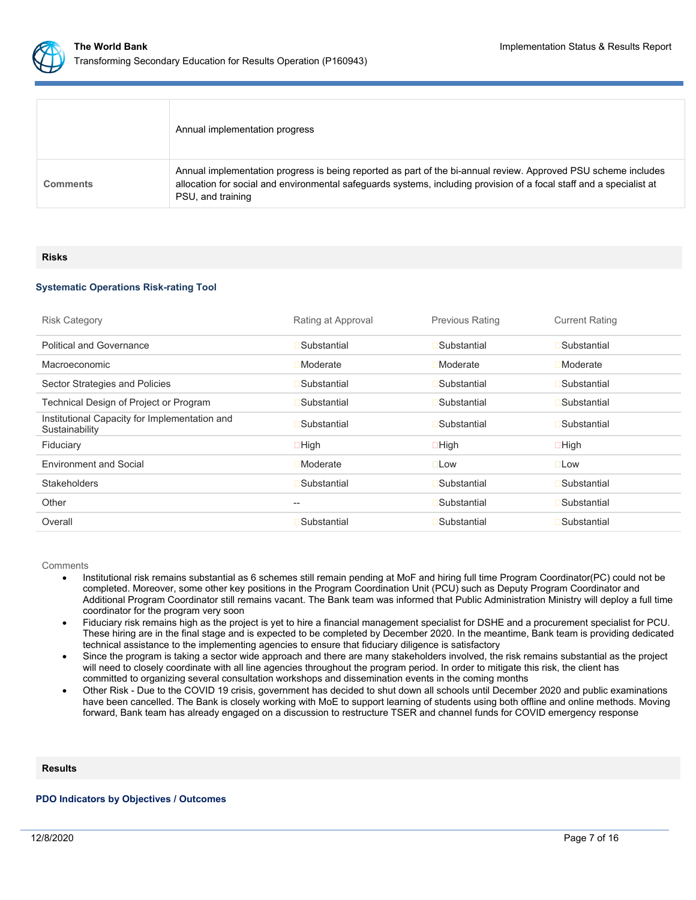| | |
|---|---|
| | Annual implementation progress |
| **Comments** | Annual implementation progress is being reported as part of the bi-annual review. Approved PSU scheme includes allocation for social and environmental safeguards systems, including provision of a focal staff and a specialist at PSU, and training |

## Risks

### Systematic Operations Risk-rating Tool

| Risk Category | Rating at Approval | Previous Rating | Current Rating |
|---|---|---|---|
| Political and Governance | Substantial | Substantial | Substantial |
| Macroeconomic | Moderate | Moderate | Moderate |
| Sector Strategies and Policies | Substantial | Substantial | Substantial |
| Technical Design of Project or Program | Substantial | Substantial | Substantial |
| Institutional Capacity for Implementation and Sustainability | Substantial | Substantial | Substantial |
| Fiduciary | High | High | High |
| Environment and Social | Moderate | Low | Low |
| Stakeholders | Substantial | Substantial | Substantial |
| Other | -- | Substantial | Substantial |
| Overall | Substantial | Substantial | Substantial |

Comments

- Institutional risk remains substantial as 6 schemes still remain pending at MoF and hiring full time Program Coordinator(PC) could not be completed. Moreover, some other key positions in the Program Coordination Unit (PCU) such as Deputy Program Coordinator and Additional Program Coordinator still remains vacant. The Bank team was informed that Public Administration Ministry will deploy a full time coordinator for the program very soon
- Fiduciary risk remains high as the project is yet to hire a financial management specialist for DSHE and a procurement specialist for PCU. These hiring are in the final stage and is expected to be completed by December 2020. In the meantime, Bank team is providing dedicated technical assistance to the implementing agencies to ensure that fiduciary diligence is satisfactory
- Since the program is taking a sector wide approach and there are many stakeholders involved, the risk remains substantial as the project will need to closely coordinate with all line agencies throughout the program period. In order to mitigate this risk, the client has committed to organizing several consultation workshops and dissemination events in the coming months
- Other Risk - Due to the COVID 19 crisis, government has decided to shut down all schools until December 2020 and public examinations have been cancelled. The Bank is closely working with MoE to support learning of students using both offline and online methods. Moving forward, Bank team has already engaged on a discussion to restructure TSER and channel funds for COVID emergency response

## Results

### PDO Indicators by Objectives / Outcomes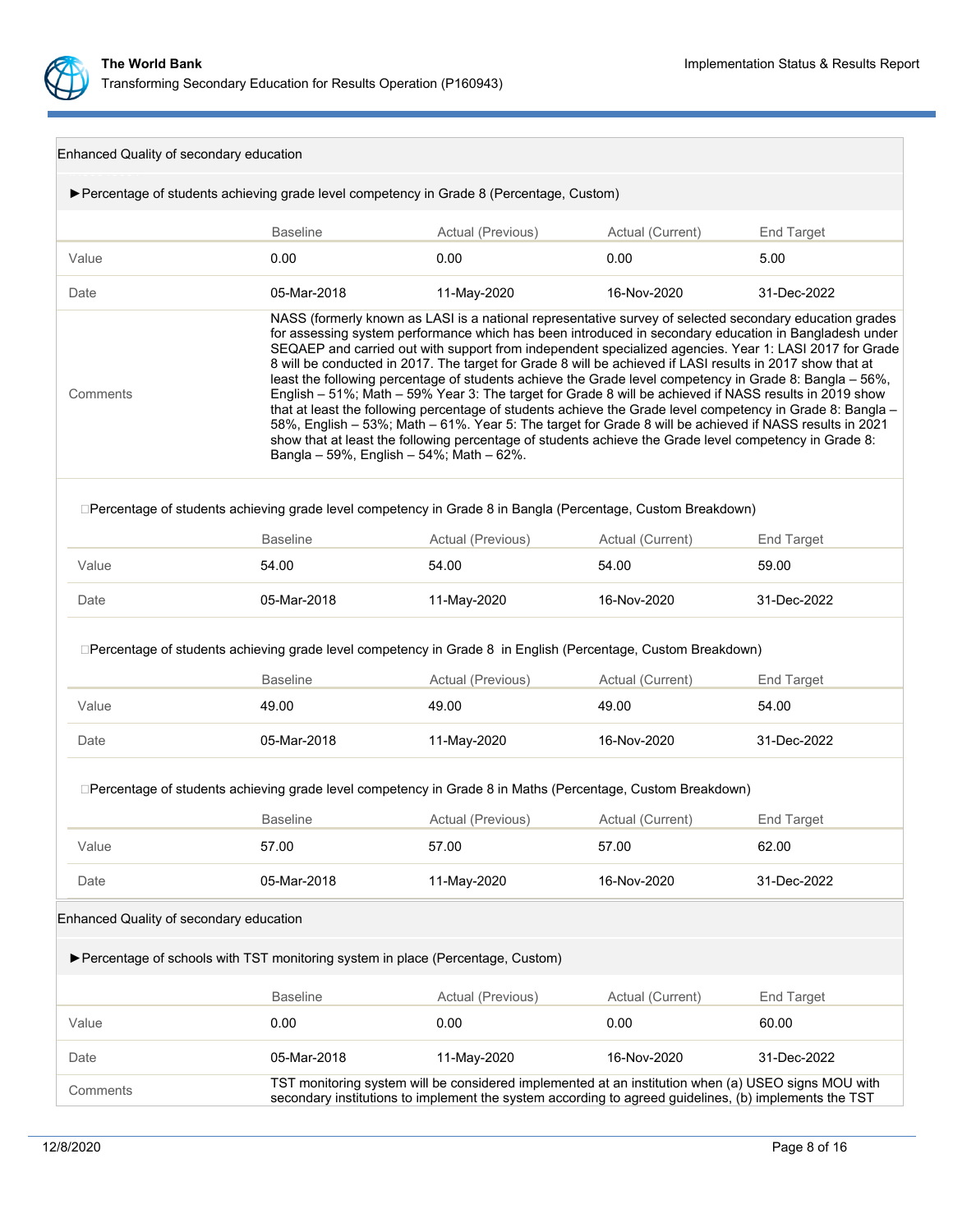### Enhanced Quality of secondary education

►Percentage of students achieving grade level competency in Grade 8 (Percentage, Custom)

| | Baseline | Actual (Previous) | Actual (Current) | End Target |
|---|---|---|---|---|
| Value | 0.00 | 0.00 | 0.00 | 5.00 |
| Date | 05-Mar-2018 | 11-May-2020 | 16-Nov-2020 | 31-Dec-2022 |
| Comments | NASS (formerly known as LASI is a national representative survey of selected secondary education grades for assessing system performance which has been introduced in secondary education in Bangladesh under SEQAEP and carried out with support from independent specialized agencies. Year 1: LASI 2017 for Grade 8 will be conducted in 2017. The target for Grade 8 will be achieved if LASI results in 2017 show that at least the following percentage of students achieve the Grade level competency in Grade 8: Bangla – 56%, English – 51%; Math – 59% Year 3: The target for Grade 8 will be achieved if NASS results in 2019 show that at least the following percentage of students achieve the Grade level competency in Grade 8: Bangla – 58%, English – 53%; Math – 61%. Year 5: The target for Grade 8 will be achieved if NASS results in 2021 show that at least the following percentage of students achieve the Grade level competency in Grade 8: Bangla – 59%, English – 54%; Math – 62%. | | | |

Percentage of students achieving grade level competency in Grade 8 in Bangla (Percentage, Custom Breakdown)

| | Baseline | Actual (Previous) | Actual (Current) | End Target |
|---|---|---|---|---|
| Value | 54.00 | 54.00 | 54.00 | 59.00 |
| Date | 05-Mar-2018 | 11-May-2020 | 16-Nov-2020 | 31-Dec-2022 |

Percentage of students achieving grade level competency in Grade 8 in English (Percentage, Custom Breakdown)

| | Baseline | Actual (Previous) | Actual (Current) | End Target |
|---|---|---|---|---|
| Value | 49.00 | 49.00 | 49.00 | 54.00 |
| Date | 05-Mar-2018 | 11-May-2020 | 16-Nov-2020 | 31-Dec-2022 |

Percentage of students achieving grade level competency in Grade 8 in Maths (Percentage, Custom Breakdown)

| | Baseline | Actual (Previous) | Actual (Current) | End Target |
|---|---|---|---|---|
| Value | 57.00 | 57.00 | 57.00 | 62.00 |
| Date | 05-Mar-2018 | 11-May-2020 | 16-Nov-2020 | 31-Dec-2022 |

### Enhanced Quality of secondary education

►Percentage of schools with TST monitoring system in place (Percentage, Custom)

| | Baseline | Actual (Previous) | Actual (Current) | End Target |
|---|---|---|---|---|
| Value | 0.00 | 0.00 | 0.00 | 60.00 |
| Date | 05-Mar-2018 | 11-May-2020 | 16-Nov-2020 | 31-Dec-2022 |
| Comments | TST monitoring system will be considered implemented at an institution when (a) USEO signs MOU with secondary institutions to implement the system according to agreed guidelines, (b) implements the TST | | | |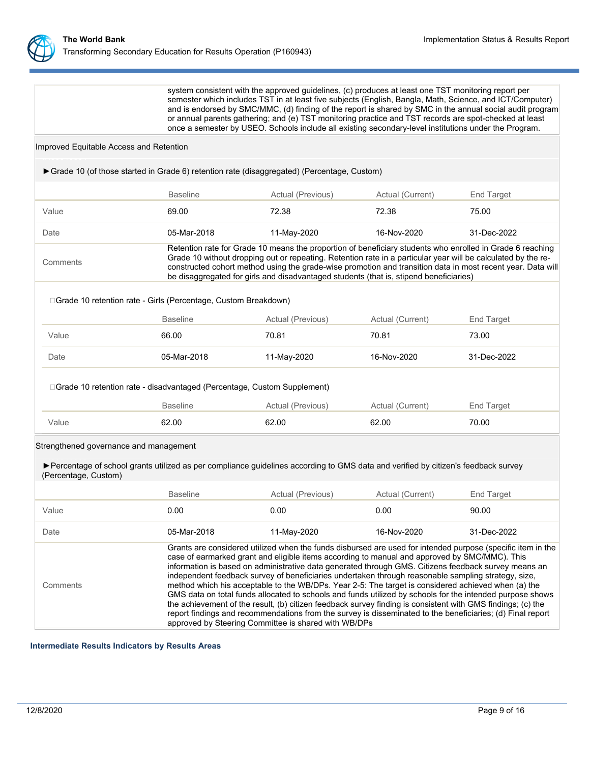| | |
|---|---|
| | system consistent with the approved guidelines, (c) produces at least one TST monitoring report per semester which includes TST in at least five subjects (English, Bangla, Math, Science, and ICT/Computer) and is endorsed by SMC/MMC, (d) finding of the report is shared by SMC in the annual social audit program or annual parents gathering; and (e) TST monitoring practice and TST records are spot-checked at least once a semester by USEO. Schools include all existing secondary-level institutions under the Program. |

### Improved Equitable Access and Retention

►Grade 10 (of those started in Grade 6) retention rate (disaggregated) (Percentage, Custom)

| | Baseline | Actual (Previous) | Actual (Current) | End Target |
|---|---|---|---|---|
| Value | 69.00 | 72.38 | 72.38 | 75.00 |
| Date | 05-Mar-2018 | 11-May-2020 | 16-Nov-2020 | 31-Dec-2022 |
| Comments | Retention rate for Grade 10 means the proportion of beneficiary students who enrolled in Grade 6 reaching Grade 10 without dropping out or repeating. Retention rate in a particular year will be calculated by the re-constructed cohort method using the grade-wise promotion and transition data in most recent year. Data will be disaggregated for girls and disadvantaged students (that is, stipend beneficiaries) | | | |

Grade 10 retention rate - Girls (Percentage, Custom Breakdown)

| | Baseline | Actual (Previous) | Actual (Current) | End Target |
|---|---|---|---|---|
| Value | 66.00 | 70.81 | 70.81 | 73.00 |
| Date | 05-Mar-2018 | 11-May-2020 | 16-Nov-2020 | 31-Dec-2022 |

Grade 10 retention rate - disadvantaged (Percentage, Custom Supplement)

| | Baseline | Actual (Previous) | Actual (Current) | End Target |
|---|---|---|---|---|
| Value | 62.00 | 62.00 | 62.00 | 70.00 |

### Strengthened governance and management

►Percentage of school grants utilized as per compliance guidelines according to GMS data and verified by citizen's feedback survey (Percentage, Custom)

| | Baseline | Actual (Previous) | Actual (Current) | End Target |
|---|---|---|---|---|
| Value | 0.00 | 0.00 | 0.00 | 90.00 |
| Date | 05-Mar-2018 | 11-May-2020 | 16-Nov-2020 | 31-Dec-2022 |
| Comments | Grants are considered utilized when the funds disbursed are used for intended purpose (specific item in the case of earmarked grant and eligible items according to manual and approved by SMC/MMC). This information is based on administrative data generated through GMS. Citizens feedback survey means an independent feedback survey of beneficiaries undertaken through reasonable sampling strategy, size, method which his acceptable to the WB/DPs. Year 2-5: The target is considered achieved when (a) the GMS data on total funds allocated to schools and funds utilized by schools for the intended purpose shows the achievement of the result, (b) citizen feedback survey finding is consistent with GMS findings; (c) the report findings and recommendations from the survey is disseminated to the beneficiaries; (d) Final report approved by Steering Committee is shared with WB/DPs | | | |

## Intermediate Results Indicators by Results Areas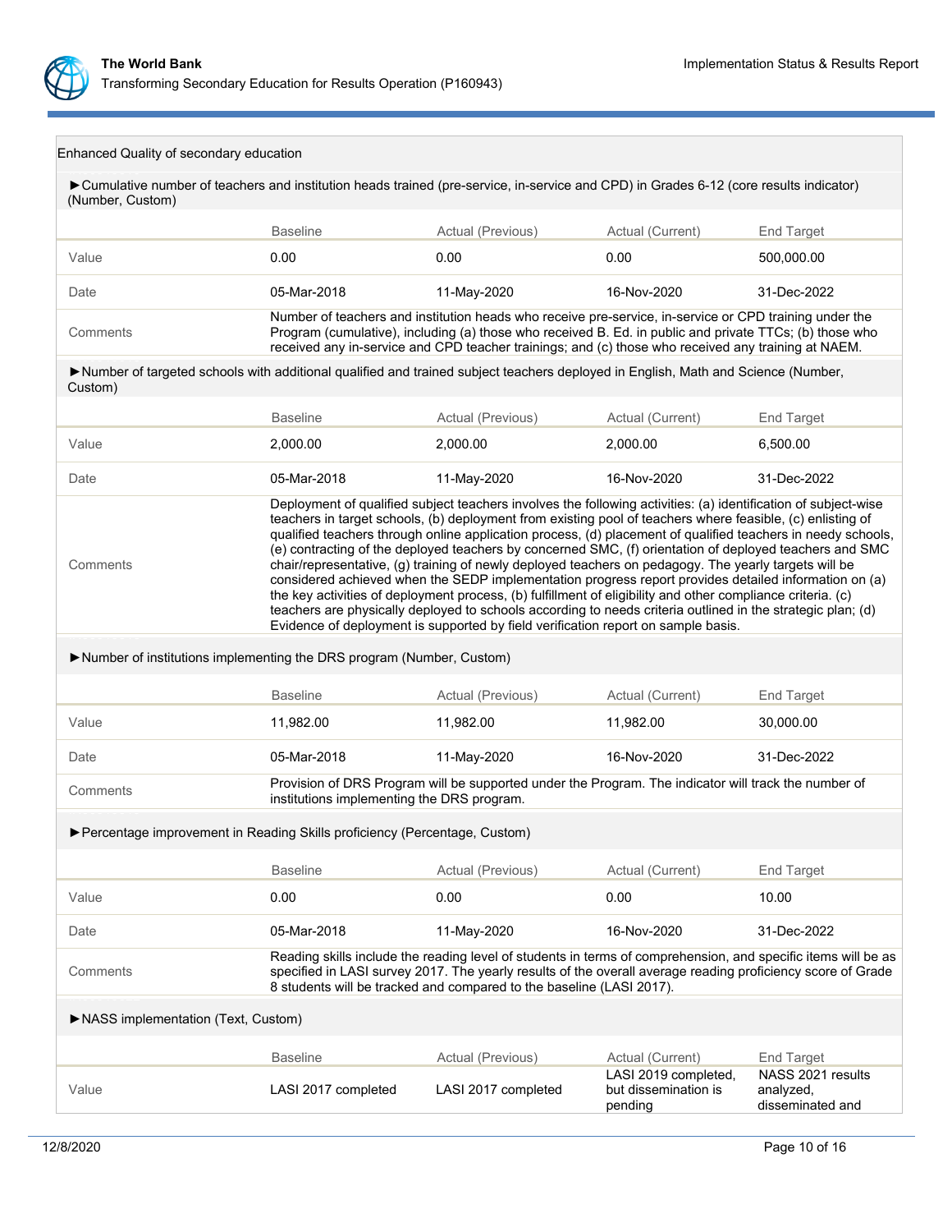Enhanced Quality of secondary education

►Cumulative number of teachers and institution heads trained (pre-service, in-service and CPD) in Grades 6-12 (core results indicator) (Number, Custom)

| | Baseline | Actual (Previous) | Actual (Current) | End Target |
|---|---|---|---|---|
| Value | 0.00 | 0.00 | 0.00 | 500,000.00 |
| Date | 05-Mar-2018 | 11-May-2020 | 16-Nov-2020 | 31-Dec-2022 |
| Comments | Number of teachers and institution heads who receive pre-service, in-service or CPD training under the Program (cumulative), including (a) those who received B. Ed. in public and private TTCs; (b) those who received any in-service and CPD teacher trainings; and (c) those who received any training at NAEM. | | | |

►Number of targeted schools with additional qualified and trained subject teachers deployed in English, Math and Science (Number, Custom)

| | Baseline | Actual (Previous) | Actual (Current) | End Target |
|---|---|---|---|---|
| Value | 2,000.00 | 2,000.00 | 2,000.00 | 6,500.00 |
| Date | 05-Mar-2018 | 11-May-2020 | 16-Nov-2020 | 31-Dec-2022 |
| Comments | Deployment of qualified subject teachers involves the following activities: (a) identification of subject-wise teachers in target schools, (b) deployment from existing pool of teachers where feasible, (c) enlisting of qualified teachers through online application process, (d) placement of qualified teachers in needy schools, (e) contracting of the deployed teachers by concerned SMC, (f) orientation of deployed teachers and SMC chair/representative, (g) training of newly deployed teachers on pedagogy. The yearly targets will be considered achieved when the SEDP implementation progress report provides detailed information on (a) the key activities of deployment process, (b) fulfillment of eligibility and other compliance criteria. (c) teachers are physically deployed to schools according to needs criteria outlined in the strategic plan; (d) Evidence of deployment is supported by field verification report on sample basis. | | | |

►Number of institutions implementing the DRS program (Number, Custom)

| | Baseline | Actual (Previous) | Actual (Current) | End Target |
|---|---|---|---|---|
| Value | 11,982.00 | 11,982.00 | 11,982.00 | 30,000.00 |
| Date | 05-Mar-2018 | 11-May-2020 | 16-Nov-2020 | 31-Dec-2022 |
| Comments | Provision of DRS Program will be supported under the Program. The indicator will track the number of institutions implementing the DRS program. | | | |

►Percentage improvement in Reading Skills proficiency (Percentage, Custom)

| | Baseline | Actual (Previous) | Actual (Current) | End Target |
|---|---|---|---|---|
| Value | 0.00 | 0.00 | 0.00 | 10.00 |
| Date | 05-Mar-2018 | 11-May-2020 | 16-Nov-2020 | 31-Dec-2022 |
| Comments | Reading skills include the reading level of students in terms of comprehension, and specific items will be as specified in LASI survey 2017. The yearly results of the overall average reading proficiency score of Grade 8 students will be tracked and compared to the baseline (LASI 2017). | | | |

►NASS implementation (Text, Custom)

| | Baseline | Actual (Previous) | Actual (Current) | End Target |
|---|---|---|---|---|
| Value | LASI 2017 completed | LASI 2017 completed | LASI 2019 completed, but dissemination is pending | NASS 2021 results analyzed, disseminated and |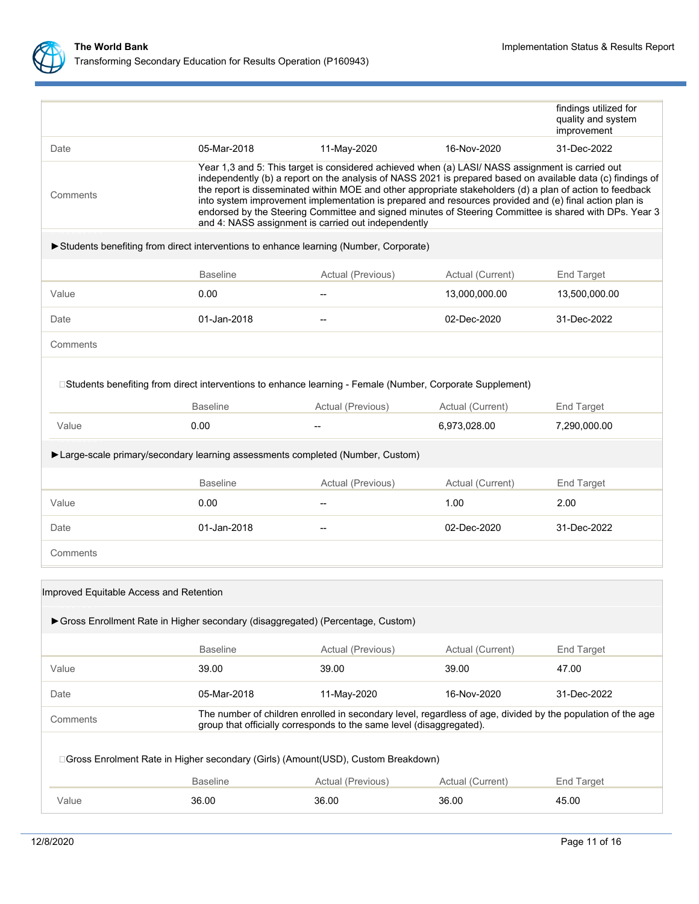| | | | | findings utilized for quality and system improvement |
|---|---|---|---|---|
| Date | 05-Mar-2018 | 11-May-2020 | 16-Nov-2020 | 31-Dec-2022 |
| Comments | Year 1,3 and 5: This target is considered achieved when (a) LASI/ NASS assignment is carried out independently (b) a report on the analysis of NASS 2021 is prepared based on available data (c) findings of the report is disseminated within MOE and other appropriate stakeholders (d) a plan of action to feedback into system improvement implementation is prepared and resources provided and (e) final action plan is endorsed by the Steering Committee and signed minutes of Steering Committee is shared with DPs. Year 3 and 4: NASS assignment is carried out independently | | | |

►Students benefiting from direct interventions to enhance learning (Number, Corporate)

| | Baseline | Actual (Previous) | Actual (Current) | End Target |
|---|---|---|---|---|
| Value | 0.00 | -- | 13,000,000.00 | 13,500,000.00 |
| Date | 01-Jan-2018 | -- | 02-Dec-2020 | 31-Dec-2022 |
| Comments | | | | |

Students benefiting from direct interventions to enhance learning - Female (Number, Corporate Supplement)

| | Baseline | Actual (Previous) | Actual (Current) | End Target |
|---|---|---|---|---|
| Value | 0.00 | -- | 6,973,028.00 | 7,290,000.00 |

►Large-scale primary/secondary learning assessments completed (Number, Custom)

| | Baseline | Actual (Previous) | Actual (Current) | End Target |
|---|---|---|---|---|
| Value | 0.00 | -- | 1.00 | 2.00 |
| Date | 01-Jan-2018 | -- | 02-Dec-2020 | 31-Dec-2022 |
| Comments | | | | |

Improved Equitable Access and Retention

►Gross Enrollment Rate in Higher secondary (disaggregated) (Percentage, Custom)

| | Baseline | Actual (Previous) | Actual (Current) | End Target |
|---|---|---|---|---|
| Value | 39.00 | 39.00 | 39.00 | 47.00 |
| Date | 05-Mar-2018 | 11-May-2020 | 16-Nov-2020 | 31-Dec-2022 |
| Comments | The number of children enrolled in secondary level, regardless of age, divided by the population of the age group that officially corresponds to the same level (disaggregated). | | | |

Gross Enrolment Rate in Higher secondary (Girls) (Amount(USD), Custom Breakdown)

| | Baseline | Actual (Previous) | Actual (Current) | End Target |
|---|---|---|---|---|
| Value | 36.00 | 36.00 | 36.00 | 45.00 |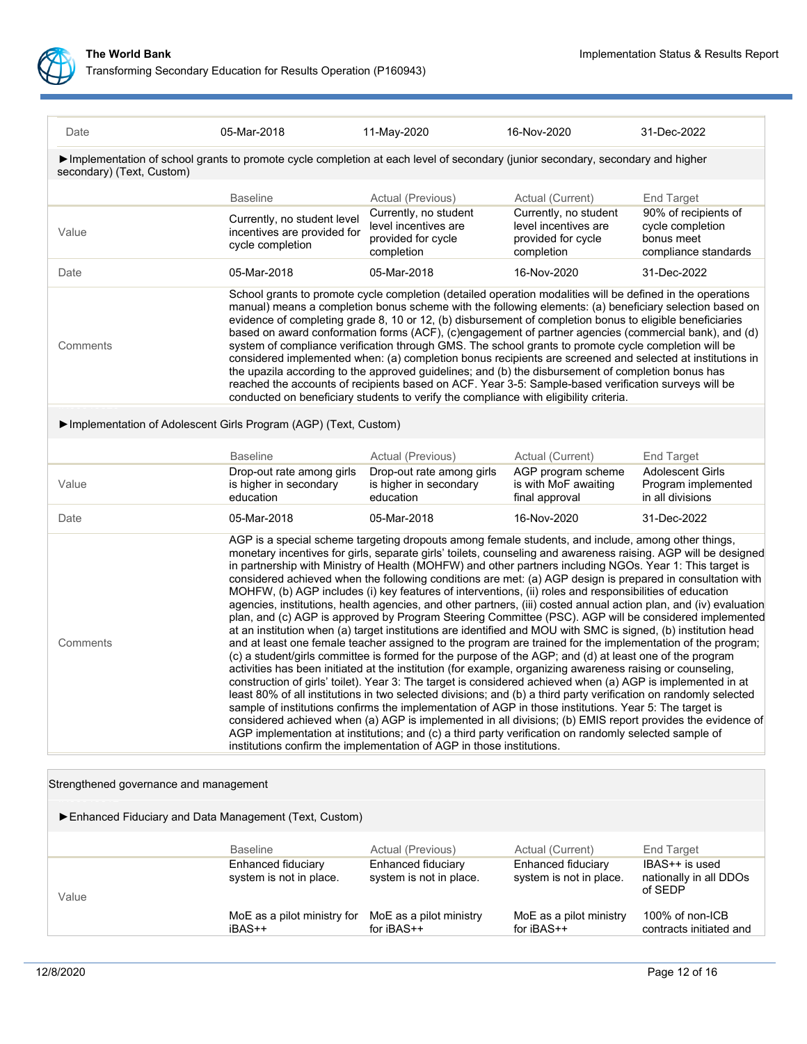| Date | 05-Mar-2018 | 11-May-2020 | 16-Nov-2020 | 31-Dec-2022 |
|---|---|---|---|---|

►Implementation of school grants to promote cycle completion at each level of secondary (junior secondary, secondary and higher secondary) (Text, Custom)

| | Baseline | Actual (Previous) | Actual (Current) | End Target |
|---|---|---|---|---|
| Value | Currently, no student level incentives are provided for cycle completion | Currently, no student level incentives are provided for cycle completion | Currently, no student level incentives are provided for cycle completion | 90% of recipients of cycle completion bonus meet compliance standards |
| Date | 05-Mar-2018 | 05-Mar-2018 | 16-Nov-2020 | 31-Dec-2022 |
| Comments | School grants to promote cycle completion (detailed operation modalities will be defined in the operations manual) means a completion bonus scheme with the following elements: (a) beneficiary selection based on evidence of completing grade 8, 10 or 12, (b) disbursement of completion bonus to eligible beneficiaries based on award conformation forms (ACF), (c)engagement of partner agencies (commercial bank), and (d) system of compliance verification through GMS. The school grants to promote cycle completion will be considered implemented when: (a) completion bonus recipients are screened and selected at institutions in the upazila according to the approved guidelines; and (b) the disbursement of completion bonus has reached the accounts of recipients based on ACF. Year 3-5: Sample-based verification surveys will be conducted on beneficiary students to verify the compliance with eligibility criteria. | | | |

►Implementation of Adolescent Girls Program (AGP) (Text, Custom)

| | Baseline | Actual (Previous) | Actual (Current) | End Target |
|---|---|---|---|---|
| Value | Drop-out rate among girls is higher in secondary education | Drop-out rate among girls is higher in secondary education | AGP program scheme is with MoF awaiting final approval | Adolescent Girls Program implemented in all divisions |
| Date | 05-Mar-2018 | 05-Mar-2018 | 16-Nov-2020 | 31-Dec-2022 |
| Comments | AGP is a special scheme targeting dropouts among female students, and include, among other things, monetary incentives for girls, separate girls' toilets, counseling and awareness raising. AGP will be designed in partnership with Ministry of Health (MOHFW) and other partners including NGOs. Year 1: This target is considered achieved when the following conditions are met: (a) AGP design is prepared in consultation with MOHFW, (b) AGP includes (i) key features of interventions, (ii) roles and responsibilities of education agencies, institutions, health agencies, and other partners, (iii) costed annual action plan, and (iv) evaluation plan, and (c) AGP is approved by Program Steering Committee (PSC). AGP will be considered implemented at an institution when (a) target institutions are identified and MOU with SMC is signed, (b) institution head and at least one female teacher assigned to the program are trained for the implementation of the program; (c) a student/girls committee is formed for the purpose of the AGP; and (d) at least one of the program activities has been initiated at the institution (for example, organizing awareness raising or counseling, construction of girls' toilet). Year 3: The target is considered achieved when (a) AGP is implemented in at least 80% of all institutions in two selected divisions; and (b) a third party verification on randomly selected sample of institutions confirms the implementation of AGP in those institutions. Year 5: The target is considered achieved when (a) AGP is implemented in all divisions; (b) EMIS report provides the evidence of AGP implementation at institutions; and (c) a third party verification on randomly selected sample of institutions confirm the implementation of AGP in those institutions. | | | |

Strengthened governance and management

►Enhanced Fiduciary and Data Management (Text, Custom)

| | Baseline | Actual (Previous) | Actual (Current) | End Target |
|---|---|---|---|---|
| Value | Enhanced fiduciary system is not in place.<br><br>MoE as a pilot ministry for iBAS++ | Enhanced fiduciary system is not in place.<br><br>MoE as a pilot ministry for iBAS++ | Enhanced fiduciary system is not in place.<br><br>MoE as a pilot ministry for iBAS++ | IBAS++ is used nationally in all DDOs of SEDP<br><br>100% of non-ICB contracts initiated and |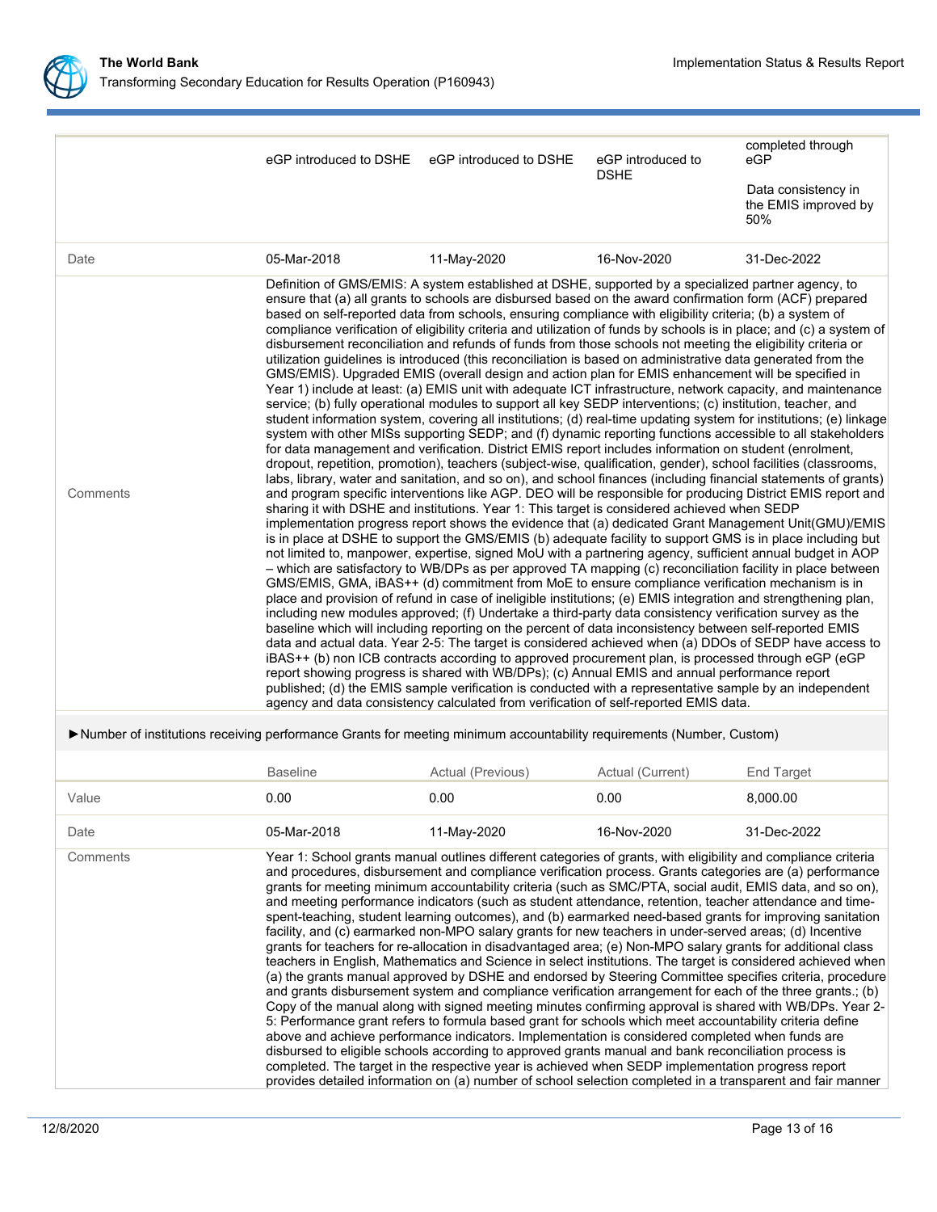| | | | | |
|---|---|---|---|---|
| | eGP introduced to DSHE | eGP introduced to DSHE | eGP introduced to DSHE | completed through eGP<br><br>Data consistency in the EMIS improved by 50% |
| Date | 05-Mar-2018 | 11-May-2020 | 16-Nov-2020 | 31-Dec-2022 |
| Comments | Definition of GMS/EMIS: A system established at DSHE, supported by a specialized partner agency, to ensure that (a) all grants to schools are disbursed based on the award confirmation form (ACF) prepared based on self-reported data from schools, ensuring compliance with eligibility criteria; (b) a system of compliance verification of eligibility criteria and utilization of funds by schools is in place; and (c) a system of disbursement reconciliation and refunds of funds from those schools not meeting the eligibility criteria or utilization guidelines is introduced (this reconciliation is based on administrative data generated from the GMS/EMIS). Upgraded EMIS (overall design and action plan for EMIS enhancement will be specified in Year 1) include at least: (a) EMIS unit with adequate ICT infrastructure, network capacity, and maintenance service; (b) fully operational modules to support all key SEDP interventions; (c) institution, teacher, and student information system, covering all institutions; (d) real-time updating system for institutions; (e) linkage system with other MISs supporting SEDP; and (f) dynamic reporting functions accessible to all stakeholders for data management and verification. District EMIS report includes information on student (enrolment, dropout, repetition, promotion), teachers (subject-wise, qualification, gender), school facilities (classrooms, labs, library, water and sanitation, and so on), and school finances (including financial statements of grants) and program specific interventions like AGP. DEO will be responsible for producing District EMIS report and sharing it with DSHE and institutions. Year 1: This target is considered achieved when SEDP implementation progress report shows the evidence that (a) dedicated Grant Management Unit(GMU)/EMIS is in place at DSHE to support the GMS/EMIS (b) adequate facility to support GMS is in place including but not limited to, manpower, expertise, signed MoU with a partnering agency, sufficient annual budget in AOP – which are satisfactory to WB/DPs as per approved TA mapping (c) reconciliation facility in place between GMS/EMIS, GMA, iBAS++ (d) commitment from MoE to ensure compliance verification mechanism is in place and provision of refund in case of ineligible institutions; (e) EMIS integration and strengthening plan, including new modules approved; (f) Undertake a third-party data consistency verification survey as the baseline which will including reporting on the percent of data inconsistency between self-reported EMIS data and actual data. Year 2-5: The target is considered achieved when (a) DDOs of SEDP have access to iBAS++ (b) non ICB contracts according to approved procurement plan, is processed through eGP (eGP report showing progress is shared with WB/DPs); (c) Annual EMIS and annual performance report published; (d) the EMIS sample verification is conducted with a representative sample by an independent agency and data consistency calculated from verification of self-reported EMIS data. | | | |

►Number of institutions receiving performance Grants for meeting minimum accountability requirements (Number, Custom)

| | Baseline | Actual (Previous) | Actual (Current) | End Target |
|---|---|---|---|---|
| Value | 0.00 | 0.00 | 0.00 | 8,000.00 |
| Date | 05-Mar-2018 | 11-May-2020 | 16-Nov-2020 | 31-Dec-2022 |
| Comments | Year 1: School grants manual outlines different categories of grants, with eligibility and compliance criteria and procedures, disbursement and compliance verification process. Grants categories are (a) performance grants for meeting minimum accountability criteria (such as SMC/PTA, social audit, EMIS data, and so on), and meeting performance indicators (such as student attendance, retention, teacher attendance and time-spent-teaching, student learning outcomes), and (b) earmarked need-based grants for improving sanitation facility, and (c) earmarked non-MPO salary grants for new teachers in under-served areas; (d) Incentive grants for teachers for re-allocation in disadvantaged area; (e) Non-MPO salary grants for additional class teachers in English, Mathematics and Science in select institutions. The target is considered achieved when (a) the grants manual approved by DSHE and endorsed by Steering Committee specifies criteria, procedure and grants disbursement system and compliance verification arrangement for each of the three grants.; (b) Copy of the manual along with signed meeting minutes confirming approval is shared with WB/DPs. Year 2-5: Performance grant refers to formula based grant for schools which meet accountability criteria define above and achieve performance indicators. Implementation is considered completed when funds are disbursed to eligible schools according to approved grants manual and bank reconciliation process is completed. The target in the respective year is achieved when SEDP implementation progress report provides detailed information on (a) number of school selection completed in a transparent and fair manner | | | |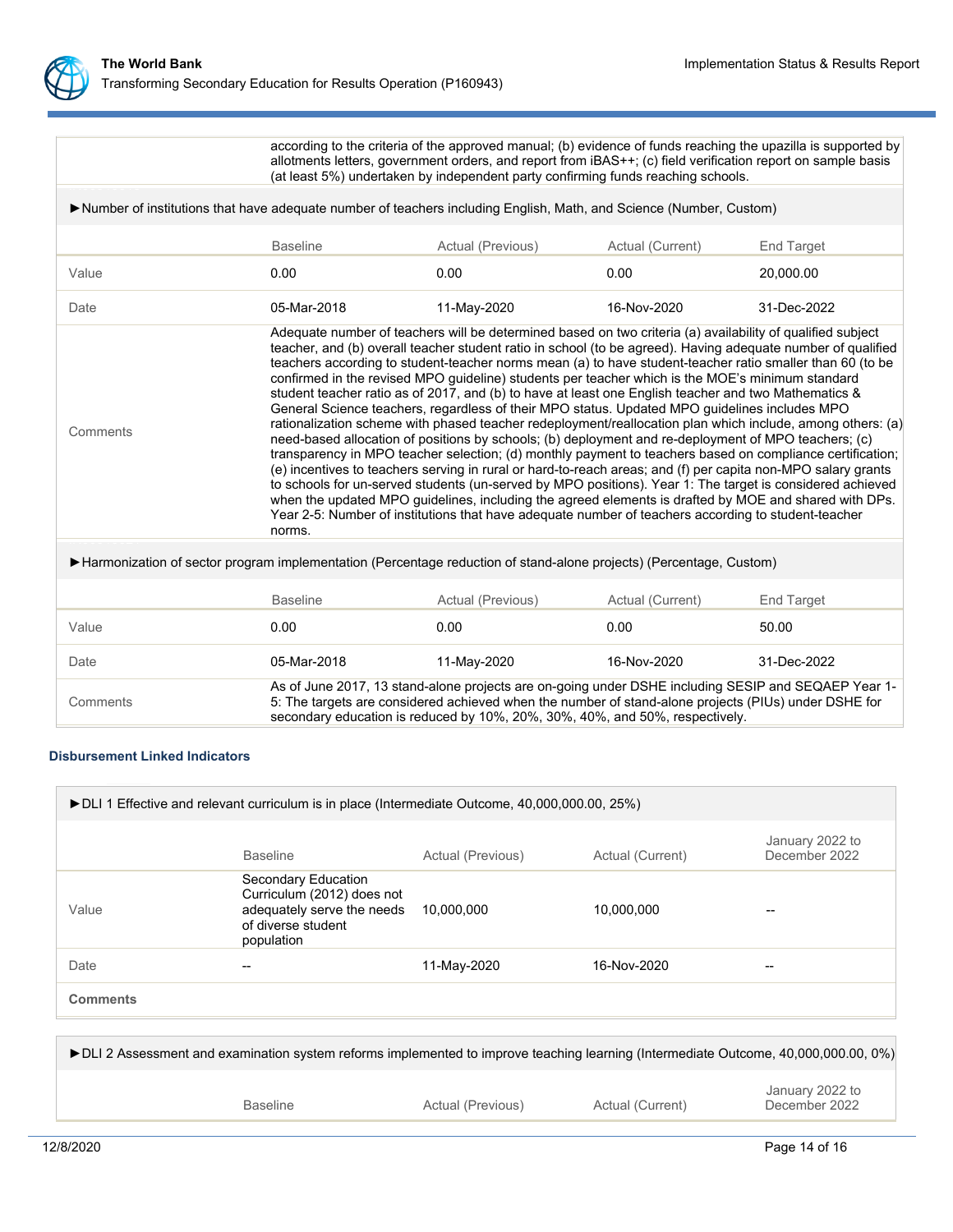| | according to the criteria of the approved manual; (b) evidence of funds reaching the upazilla is supported by allotments letters, government orders, and report from iBAS++; (c) field verification report on sample basis (at least 5%) undertaken by independent party confirming funds reaching schools. |
|---|---|

►Number of institutions that have adequate number of teachers including English, Math, and Science (Number, Custom)

| | Baseline | Actual (Previous) | Actual (Current) | End Target |
|---|---|---|---|---|
| Value | 0.00 | 0.00 | 0.00 | 20,000.00 |
| Date | 05-Mar-2018 | 11-May-2020 | 16-Nov-2020 | 31-Dec-2022 |
| Comments | Adequate number of teachers will be determined based on two criteria (a) availability of qualified subject teacher, and (b) overall teacher student ratio in school (to be agreed). Having adequate number of qualified teachers according to student-teacher norms mean (a) to have student-teacher ratio smaller than 60 (to be confirmed in the revised MPO guideline) students per teacher which is the MOE's minimum standard student teacher ratio as of 2017, and (b) to have at least one English teacher and two Mathematics & General Science teachers, regardless of their MPO status. Updated MPO guidelines includes MPO rationalization scheme with phased teacher redeployment/reallocation plan which include, among others: (a) need-based allocation of positions by schools; (b) deployment and re-deployment of MPO teachers; (c) transparency in MPO teacher selection; (d) monthly payment to teachers based on compliance certification; (e) incentives to teachers serving in rural or hard-to-reach areas; and (f) per capita non-MPO salary grants to schools for un-served students (un-served by MPO positions). Year 1: The target is considered achieved when the updated MPO guidelines, including the agreed elements is drafted by MOE and shared with DPs. Year 2-5: Number of institutions that have adequate number of teachers according to student-teacher norms. | | | |

►Harmonization of sector program implementation (Percentage reduction of stand-alone projects) (Percentage, Custom)

| | Baseline | Actual (Previous) | Actual (Current) | End Target |
|---|---|---|---|---|
| Value | 0.00 | 0.00 | 0.00 | 50.00 |
| Date | 05-Mar-2018 | 11-May-2020 | 16-Nov-2020 | 31-Dec-2022 |
| Comments | As of June 2017, 13 stand-alone projects are on-going under DSHE including SESIP and SEQAEP Year 1-5: The targets are considered achieved when the number of stand-alone projects (PIUs) under DSHE for secondary education is reduced by 10%, 20%, 30%, 40%, and 50%, respectively. | | | |

### Disbursement Linked Indicators

►DLI 1 Effective and relevant curriculum is in place (Intermediate Outcome, 40,000,000.00, 25%)

| | Baseline | Actual (Previous) | Actual (Current) | January 2022 to December 2022 |
|---|---|---|---|---|
| Value | Secondary Education Curriculum (2012) does not adequately serve the needs of diverse student population | 10,000,000 | 10,000,000 | -- |
| Date | -- | 11-May-2020 | 16-Nov-2020 | -- |
| **Comments** | | | | |

►DLI 2 Assessment and examination system reforms implemented to improve teaching learning (Intermediate Outcome, 40,000,000.00, 0%)

| | Baseline | Actual (Previous) | Actual (Current) | January 2022 to December 2022 |
|---|---|---|---|---|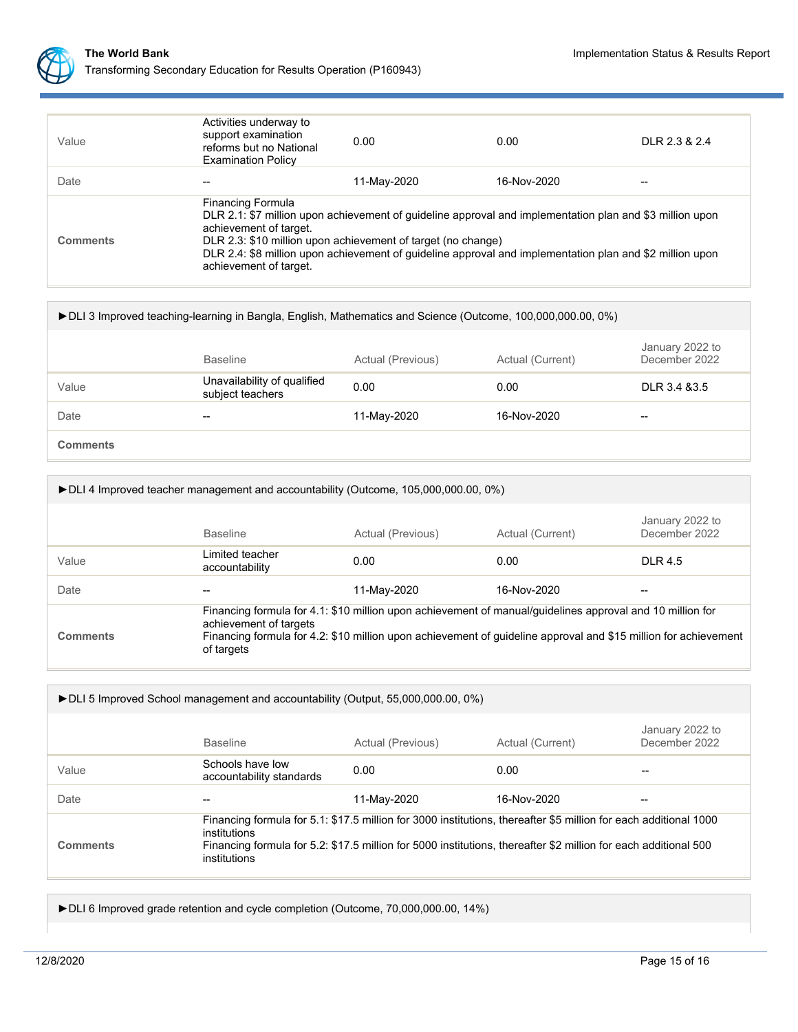| | | | | |
|---|---|---|---|---|
| Value | Activities underway to support examination reforms but no National Examination Policy | 0.00 | 0.00 | DLR 2.3 & 2.4 |
| Date | -- | 11-May-2020 | 16-Nov-2020 | -- |
| **Comments** | Financing Formula<br>DLR 2.1: $7 million upon achievement of guideline approval and implementation plan and $3 million upon achievement of target.<br>DLR 2.3: $10 million upon achievement of target (no change)<br>DLR 2.4: $8 million upon achievement of guideline approval and implementation plan and $2 million upon achievement of target. | | | |

►DLI 3 Improved teaching-learning in Bangla, English, Mathematics and Science (Outcome, 100,000,000.00, 0%)

| | Baseline | Actual (Previous) | Actual (Current) | January 2022 to December 2022 |
|---|---|---|---|---|
| Value | Unavailability of qualified subject teachers | 0.00 | 0.00 | DLR 3.4 &3.5 |
| Date | -- | 11-May-2020 | 16-Nov-2020 | -- |
| **Comments** | | | | |

►DLI 4 Improved teacher management and accountability (Outcome, 105,000,000.00, 0%)

| | Baseline | Actual (Previous) | Actual (Current) | January 2022 to December 2022 |
|---|---|---|---|---|
| Value | Limited teacher accountability | 0.00 | 0.00 | DLR 4.5 |
| Date | -- | 11-May-2020 | 16-Nov-2020 | -- |
| **Comments** | Financing formula for 4.1: $10 million upon achievement of manual/guidelines approval and 10 million for achievement of targets<br>Financing formula for 4.2: $10 million upon achievement of guideline approval and $15 million for achievement of targets | | | |

►DLI 5 Improved School management and accountability (Output, 55,000,000.00, 0%)

| | Baseline | Actual (Previous) | Actual (Current) | January 2022 to December 2022 |
|---|---|---|---|---|
| Value | Schools have low accountability standards | 0.00 | 0.00 | -- |
| Date | -- | 11-May-2020 | 16-Nov-2020 | -- |
| **Comments** | Financing formula for 5.1: $17.5 million for 3000 institutions, thereafter $5 million for each additional 1000 institutions<br>Financing formula for 5.2: $17.5 million for 5000 institutions, thereafter $2 million for each additional 500 institutions | | | |

►DLI 6 Improved grade retention and cycle completion (Outcome, 70,000,000.00, 14%)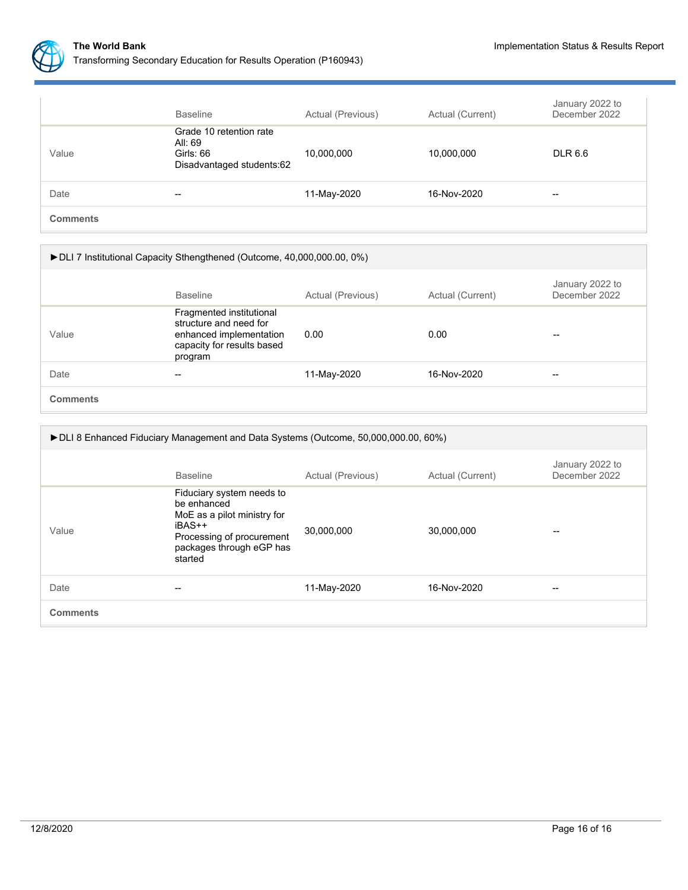| | Baseline | Actual (Previous) | Actual (Current) | January 2022 to December 2022 |
|---|---|---|---|---|
| Value | Grade 10 retention rate<br>All: 69<br>Girls: 66<br>Disadvantaged students:62 | 10,000,000 | 10,000,000 | DLR 6.6 |
| Date | -- | 11-May-2020 | 16-Nov-2020 | -- |
| **Comments** | | | | |

►DLI 7 Institutional Capacity Sthengthened (Outcome, 40,000,000.00, 0%)

| | Baseline | Actual (Previous) | Actual (Current) | January 2022 to December 2022 |
|---|---|---|---|---|
| Value | Fragmented institutional structure and need for enhanced implementation capacity for results based program | 0.00 | 0.00 | -- |
| Date | -- | 11-May-2020 | 16-Nov-2020 | -- |
| **Comments** | | | | |

►DLI 8 Enhanced Fiduciary Management and Data Systems (Outcome, 50,000,000.00, 60%)

| | Baseline | Actual (Previous) | Actual (Current) | January 2022 to December 2022 |
|---|---|---|---|---|
| Value | Fiduciary system needs to be enhanced<br>MoE as a pilot ministry for iBAS++<br>Processing of procurement packages through eGP has started | 30,000,000 | 30,000,000 | -- |
| Date | -- | 11-May-2020 | 16-Nov-2020 | -- |
| **Comments** | | | | |